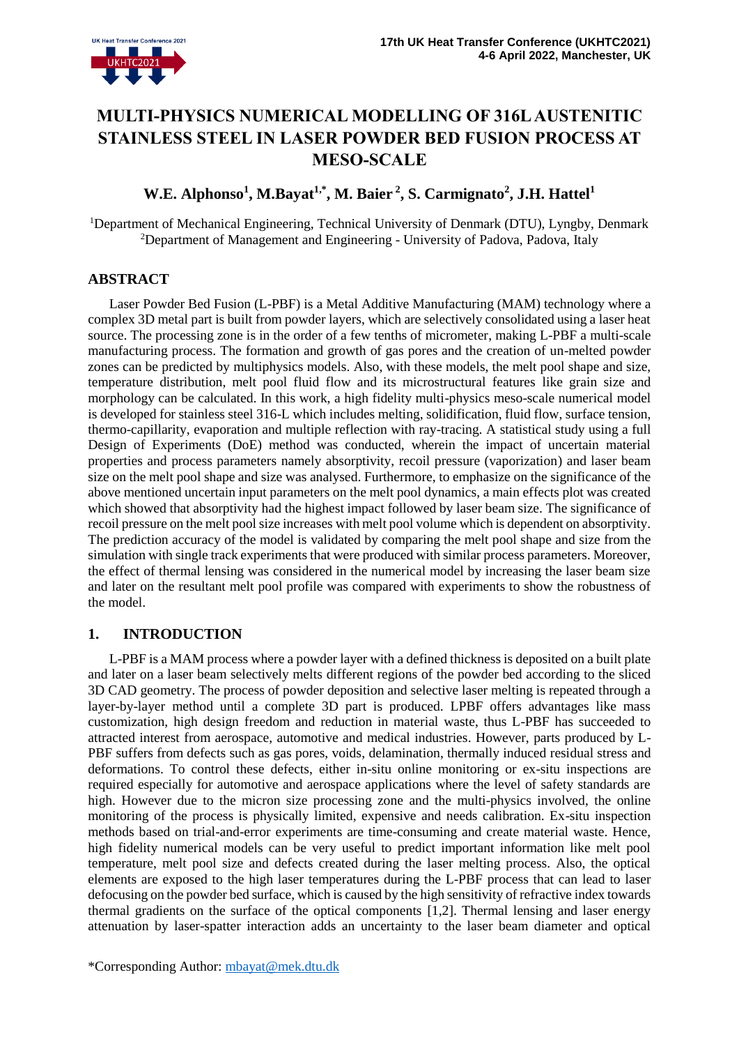# MULTI-PHYSICS NUMERICAL MODELLING OF 316L AUSTENITIC STAINLESS STEEL IN LASER POWDER BED FUSION PROCESS AT MESO-SCALE

**W.E. Alphonso[1], M.Bayat[1,*], M. Baier[2], S. Carmignato[2], J.H. Hattel[1]**

[1]Department of Mechanical Engineering, Technical University of Denmark (DTU), Lyngby, Denmark
[2]Department of Management and Engineering - University of Padova, Padova, Italy

## ABSTRACT

Laser Powder Bed Fusion (L-PBF) is a Metal Additive Manufacturing (MAM) technology where a complex 3D metal part is built from powder layers, which are selectively consolidated using a laser heat source. The processing zone is in the order of a few tenths of micrometer, making L-PBF a multi-scale manufacturing process. The formation and growth of gas pores and the creation of un-melted powder zones can be predicted by multiphysics models. Also, with these models, the melt pool shape and size, temperature distribution, melt pool fluid flow and its microstructural features like grain size and morphology can be calculated. In this work, a high fidelity multi-physics meso-scale numerical model is developed for stainless steel 316-L which includes melting, solidification, fluid flow, surface tension, thermo-capillarity, evaporation and multiple reflection with ray-tracing. A statistical study using a full Design of Experiments (DoE) method was conducted, wherein the impact of uncertain material properties and process parameters namely absorptivity, recoil pressure (vaporization) and laser beam size on the melt pool shape and size was analysed. Furthermore, to emphasize on the significance of the above mentioned uncertain input parameters on the melt pool dynamics, a main effects plot was created which showed that absorptivity had the highest impact followed by laser beam size. The significance of recoil pressure on the melt pool size increases with melt pool volume which is dependent on absorptivity. The prediction accuracy of the model is validated by comparing the melt pool shape and size from the simulation with single track experiments that were produced with similar process parameters. Moreover, the effect of thermal lensing was considered in the numerical model by increasing the laser beam size and later on the resultant melt pool profile was compared with experiments to show the robustness of the model.

## 1. INTRODUCTION

L-PBF is a MAM process where a powder layer with a defined thickness is deposited on a built plate and later on a laser beam selectively melts different regions of the powder bed according to the sliced 3D CAD geometry. The process of powder deposition and selective laser melting is repeated through a layer-by-layer method until a complete 3D part is produced. LPBF offers advantages like mass customization, high design freedom and reduction in material waste, thus L-PBF has succeeded to attracted interest from aerospace, automotive and medical industries. However, parts produced by L-PBF suffers from defects such as gas pores, voids, delamination, thermally induced residual stress and deformations. To control these defects, either in-situ online monitoring or ex-situ inspections are required especially for automotive and aerospace applications where the level of safety standards are high. However due to the micron size processing zone and the multi-physics involved, the online monitoring of the process is physically limited, expensive and needs calibration. Ex-situ inspection methods based on trial-and-error experiments are time-consuming and create material waste. Hence, high fidelity numerical models can be very useful to predict important information like melt pool temperature, melt pool size and defects created during the laser melting process. Also, the optical elements are exposed to the high laser temperatures during the L-PBF process that can lead to laser defocusing on the powder bed surface, which is caused by the high sensitivity of refractive index towards thermal gradients on the surface of the optical components [1,2]. Thermal lensing and laser energy attenuation by laser-spatter interaction adds an uncertainty to the laser beam diameter and optical

*Corresponding Author: mbayat@mek.dtu.dk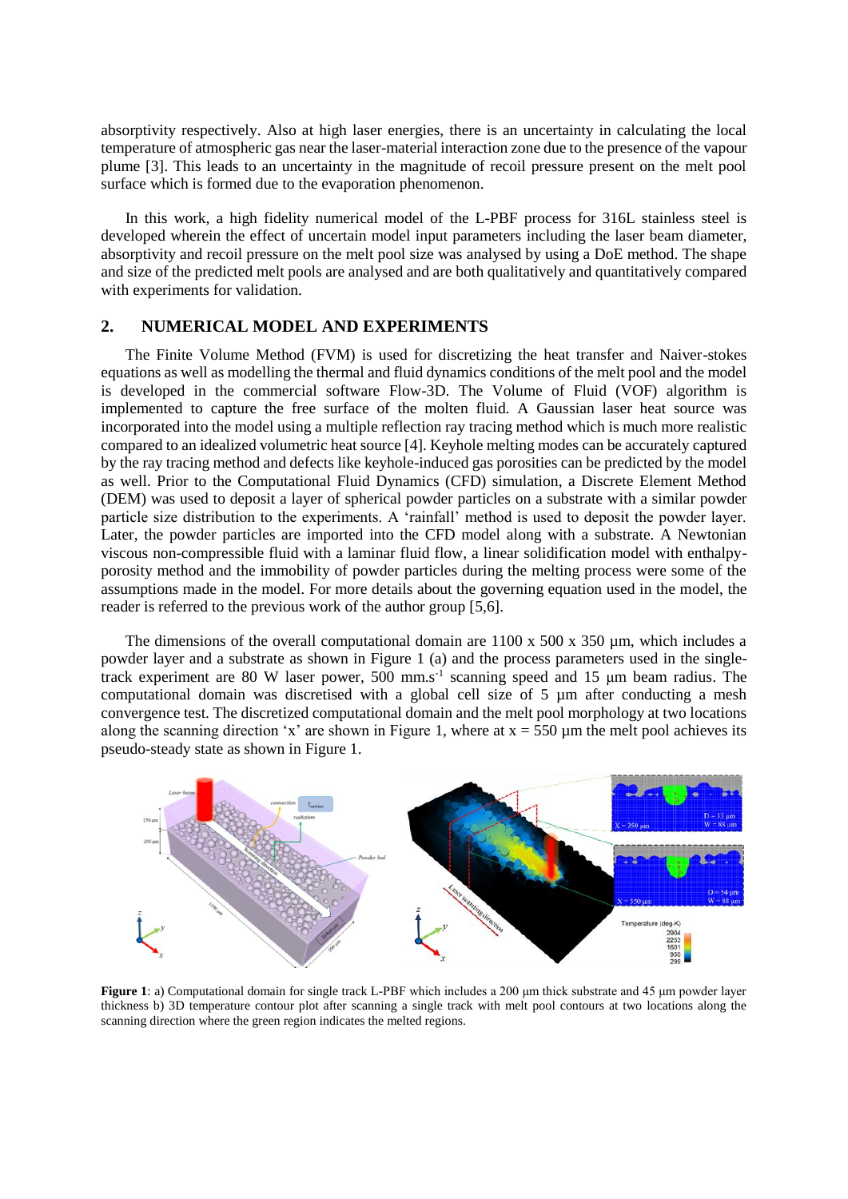absorptivity respectively. Also at high laser energies, there is an uncertainty in calculating the local temperature of atmospheric gas near the laser-material interaction zone due to the presence of the vapour plume [3]. This leads to an uncertainty in the magnitude of recoil pressure present on the melt pool surface which is formed due to the evaporation phenomenon.

In this work, a high fidelity numerical model of the L-PBF process for 316L stainless steel is developed wherein the effect of uncertain model input parameters including the laser beam diameter, absorptivity and recoil pressure on the melt pool size was analysed by using a DoE method. The shape and size of the predicted melt pools are analysed and are both qualitatively and quantitatively compared with experiments for validation.

## 2. NUMERICAL MODEL AND EXPERIMENTS

The Finite Volume Method (FVM) is used for discretizing the heat transfer and Naiver-stokes equations as well as modelling the thermal and fluid dynamics conditions of the melt pool and the model is developed in the commercial software Flow-3D. The Volume of Fluid (VOF) algorithm is implemented to capture the free surface of the molten fluid. A Gaussian laser heat source was incorporated into the model using a multiple reflection ray tracing method which is much more realistic compared to an idealized volumetric heat source [4]. Keyhole melting modes can be accurately captured by the ray tracing method and defects like keyhole-induced gas porosities can be predicted by the model as well. Prior to the Computational Fluid Dynamics (CFD) simulation, a Discrete Element Method (DEM) was used to deposit a layer of spherical powder particles on a substrate with a similar powder particle size distribution to the experiments. A 'rainfall' method is used to deposit the powder layer. Later, the powder particles are imported into the CFD model along with a substrate. A Newtonian viscous non-compressible fluid with a laminar fluid flow, a linear solidification model with enthalpy-porosity method and the immobility of powder particles during the melting process were some of the assumptions made in the model. For more details about the governing equation used in the model, the reader is referred to the previous work of the author group [5,6].

The dimensions of the overall computational domain are 1100 x 500 x 350 µm, which includes a powder layer and a substrate as shown in Figure 1 (a) and the process parameters used in the single-track experiment are 80 W laser power, 500 mm.s$^{-1}$ scanning speed and 15 µm beam radius. The computational domain was discretised with a global cell size of 5 µm after conducting a mesh convergence test. The discretized computational domain and the melt pool morphology at two locations along the scanning direction 'x' are shown in Figure 1, where at x = 550 µm the melt pool achieves its pseudo-steady state as shown in Figure 1.

Laser beam
150 µm
200 µm
convection
$T_{ambient}$
radiation
Powder bed
Scanning direction
1100 µm
Substrate
500 µm
Laser scanning direction
X = 350 µm
D = 33 µm
W = 88 µm
X = 550 µm
D = 54 µm
W = 88 µm
Temperature (deg-K)
2904
2253
1601
950
298

**Figure 1**: a) Computational domain for single track L-PBF which includes a 200 µm thick substrate and 45 µm powder layer thickness b) 3D temperature contour plot after scanning a single track with melt pool contours at two locations along the scanning direction where the green region indicates the melted regions.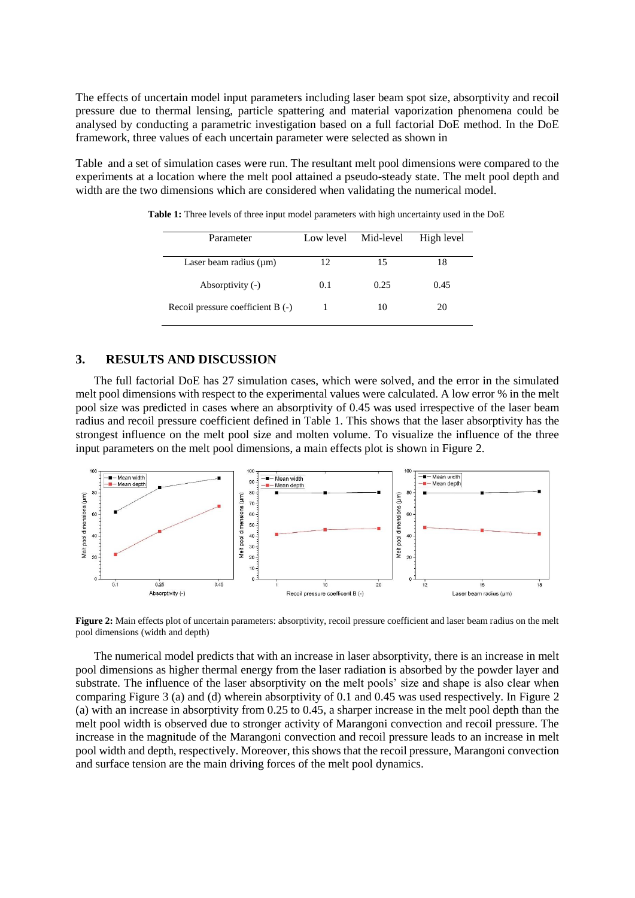The effects of uncertain model input parameters including laser beam spot size, absorptivity and recoil pressure due to thermal lensing, particle spattering and material vaporization phenomena could be analysed by conducting a parametric investigation based on a full factorial DoE method. In the DoE framework, three values of each uncertain parameter were selected as shown in

Table and a set of simulation cases were run. The resultant melt pool dimensions were compared to the experiments at a location where the melt pool attained a pseudo-steady state. The melt pool depth and width are the two dimensions which are considered when validating the numerical model.

**Table 1:** Three levels of three input model parameters with high uncertainty used in the DoE

| Parameter | Low level | Mid-level | High level |
|---|---|---|---|
| Laser beam radius (µm) | 12 | 15 | 18 |
| Absorptivity (-) | 0.1 | 0.25 | 0.45 |
| Recoil pressure coefficient B (-) | 1 | 10 | 20 |

## 3. RESULTS AND DISCUSSION

The full factorial DoE has 27 simulation cases, which were solved, and the error in the simulated melt pool dimensions with respect to the experimental values were calculated. A low error % in the melt pool size was predicted in cases where an absorptivity of 0.45 was used irrespective of the laser beam radius and recoil pressure coefficient defined in Table 1. This shows that the laser absorptivity has the strongest influence on the melt pool size and molten volume. To visualize the influence of the three input parameters on the melt pool dimensions, a main effects plot is shown in Figure 2.

Mean width
Mean depth
Melt pool dimensions (µm)
Absorptivity (-)
0.1
0.25
0.45

Mean width
Mean depth
Melt pool dimensions (µm)
Recoil pressure coefficent B (-)
1
10
20

Mean width
Mean depth
Melt pool dimensions (µm)
Laser beam radius (µm)
12
15
18

**Figure 2:** Main effects plot of uncertain parameters: absorptivity, recoil pressure coefficient and laser beam radius on the melt pool dimensions (width and depth)

The numerical model predicts that with an increase in laser absorptivity, there is an increase in melt pool dimensions as higher thermal energy from the laser radiation is absorbed by the powder layer and substrate. The influence of the laser absorptivity on the melt pools' size and shape is also clear when comparing Figure 3 (a) and (d) wherein absorptivity of 0.1 and 0.45 was used respectively. In Figure 2 (a) with an increase in absorptivity from 0.25 to 0.45, a sharper increase in the melt pool depth than the melt pool width is observed due to stronger activity of Marangoni convection and recoil pressure. The increase in the magnitude of the Marangoni convection and recoil pressure leads to an increase in melt pool width and depth, respectively. Moreover, this shows that the recoil pressure, Marangoni convection and surface tension are the main driving forces of the melt pool dynamics.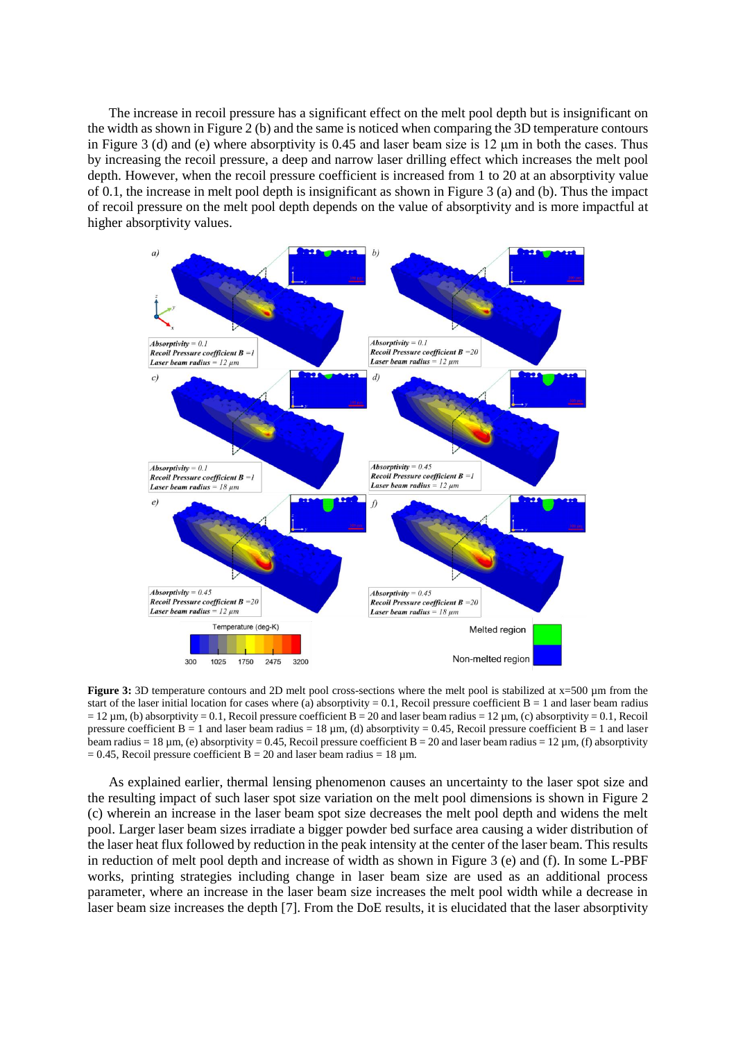The increase in recoil pressure has a significant effect on the melt pool depth but is insignificant on the width as shown in Figure 2 (b) and the same is noticed when comparing the 3D temperature contours in Figure 3 (d) and (e) where absorptivity is 0.45 and laser beam size is 12 µm in both the cases. Thus by increasing the recoil pressure, a deep and narrow laser drilling effect which increases the melt pool depth. However, when the recoil pressure coefficient is increased from 1 to 20 at an absorptivity value of 0.1, the increase in melt pool depth is insignificant as shown in Figure 3 (a) and (b). Thus the impact of recoil pressure on the melt pool depth depends on the value of absorptivity and is more impactful at higher absorptivity values.

**Figure 3:** 3D temperature contours and 2D melt pool cross-sections where the melt pool is stabilized at x=500 µm from the start of the laser initial location for cases where (a) absorptivity = 0.1, Recoil pressure coefficient B = 1 and laser beam radius = 12 µm, (b) absorptivity = 0.1, Recoil pressure coefficient B = 20 and laser beam radius = 12 µm, (c) absorptivity = 0.1, Recoil pressure coefficient B = 1 and laser beam radius = 18 µm, (d) absorptivity = 0.45, Recoil pressure coefficient B = 1 and laser beam radius = 18 µm, (e) absorptivity = 0.45, Recoil pressure coefficient B = 20 and laser beam radius = 12 µm, (f) absorptivity = 0.45, Recoil pressure coefficient B = 20 and laser beam radius = 18 µm.

As explained earlier, thermal lensing phenomenon causes an uncertainty to the laser spot size and the resulting impact of such laser spot size variation on the melt pool dimensions is shown in Figure 2 (c) wherein an increase in the laser beam spot size decreases the melt pool depth and widens the melt pool. Larger laser beam sizes irradiate a bigger powder bed surface area causing a wider distribution of the laser heat flux followed by reduction in the peak intensity at the center of the laser beam. This results in reduction of melt pool depth and increase of width as shown in Figure 3 (e) and (f). In some L-PBF works, printing strategies including change in laser beam size are used as an additional process parameter, where an increase in the laser beam size increases the melt pool width while a decrease in laser beam size increases the depth [7]. From the DoE results, it is elucidated that the laser absorptivity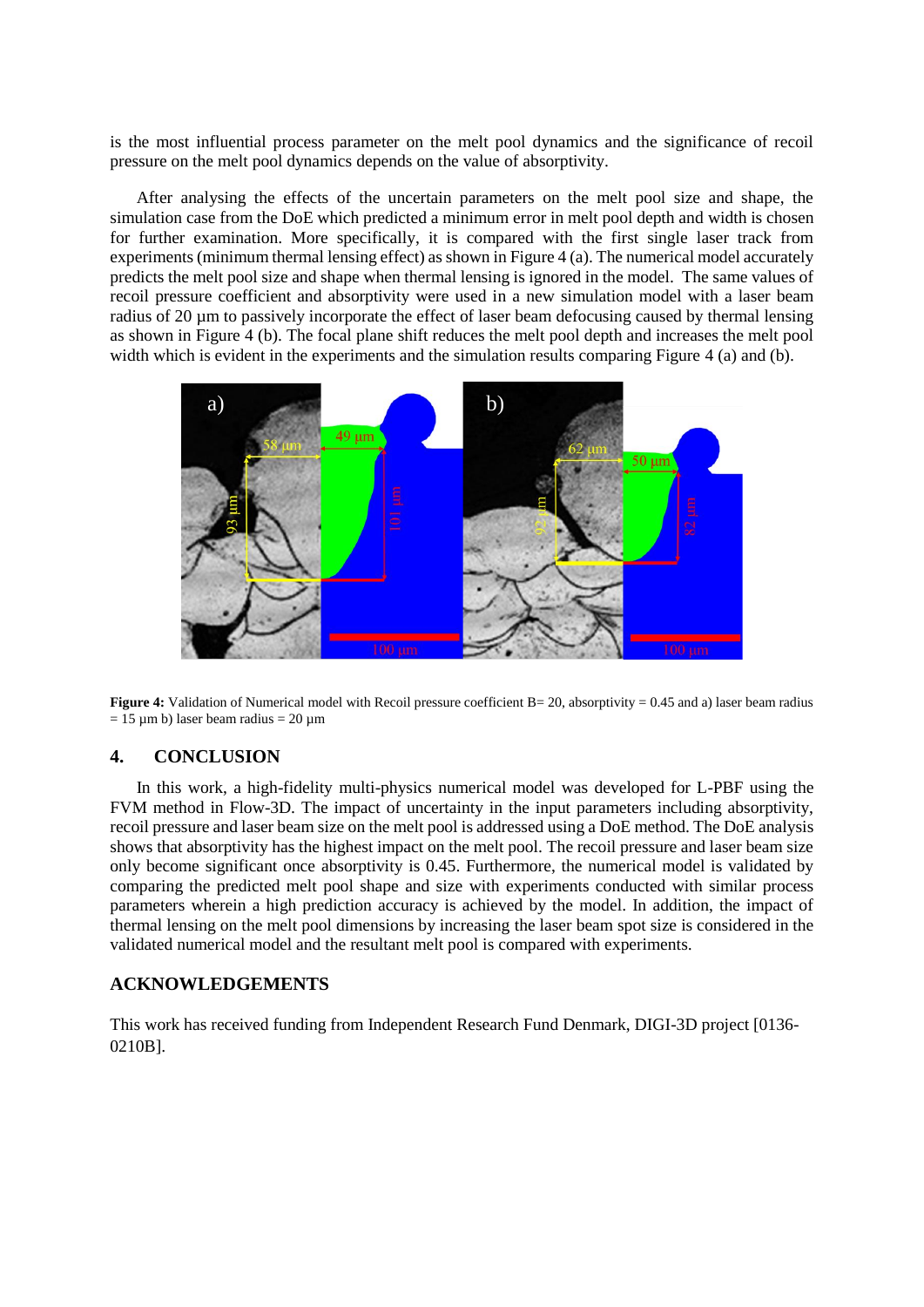is the most influential process parameter on the melt pool dynamics and the significance of recoil pressure on the melt pool dynamics depends on the value of absorptivity.

After analysing the effects of the uncertain parameters on the melt pool size and shape, the simulation case from the DoE which predicted a minimum error in melt pool depth and width is chosen for further examination. More specifically, it is compared with the first single laser track from experiments (minimum thermal lensing effect) as shown in Figure 4 (a). The numerical model accurately predicts the melt pool size and shape when thermal lensing is ignored in the model. The same values of recoil pressure coefficient and absorptivity were used in a new simulation model with a laser beam radius of 20 µm to passively incorporate the effect of laser beam defocusing caused by thermal lensing as shown in Figure 4 (b). The focal plane shift reduces the melt pool depth and increases the melt pool width which is evident in the experiments and the simulation results comparing Figure 4 (a) and (b).

a)
58 µm
49 µm
93 µm
101 µm
100 µm

b)
62 µm
50 µm
92 µm
82 µm
100 µm

**Figure 4:** Validation of Numerical model with Recoil pressure coefficient B= 20, absorptivity = 0.45 and a) laser beam radius = 15 µm b) laser beam radius = 20 µm

## 4. CONCLUSION

In this work, a high-fidelity multi-physics numerical model was developed for L-PBF using the FVM method in Flow-3D. The impact of uncertainty in the input parameters including absorptivity, recoil pressure and laser beam size on the melt pool is addressed using a DoE method. The DoE analysis shows that absorptivity has the highest impact on the melt pool. The recoil pressure and laser beam size only become significant once absorptivity is 0.45. Furthermore, the numerical model is validated by comparing the predicted melt pool shape and size with experiments conducted with similar process parameters wherein a high prediction accuracy is achieved by the model. In addition, the impact of thermal lensing on the melt pool dimensions by increasing the laser beam spot size is considered in the validated numerical model and the resultant melt pool is compared with experiments.

## ACKNOWLEDGEMENTS

This work has received funding from Independent Research Fund Denmark, DIGI-3D project [0136-0210B].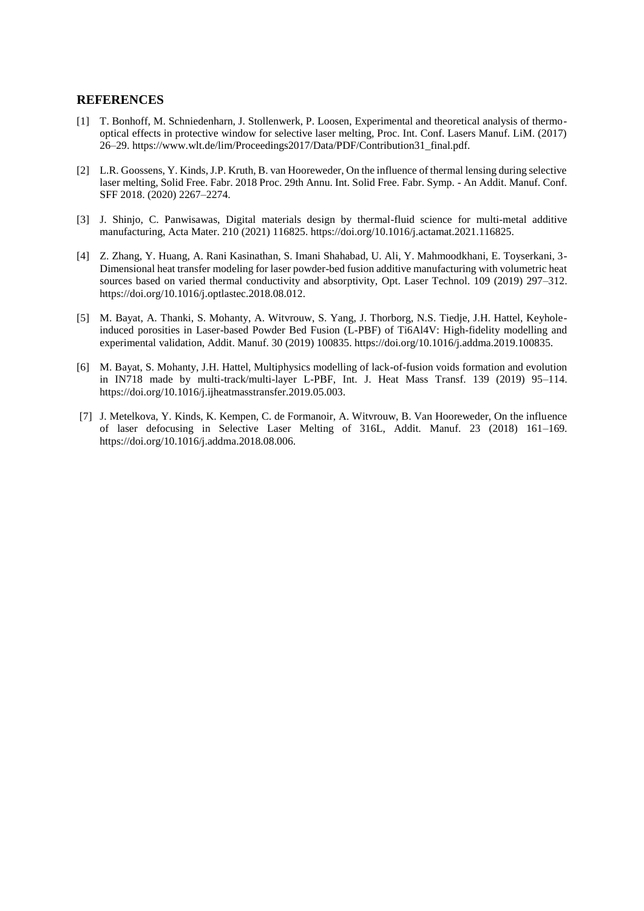## REFERENCES

[1] T. Bonhoff, M. Schniedenharn, J. Stollenwerk, P. Loosen, Experimental and theoretical analysis of thermo-optical effects in protective window for selective laser melting, Proc. Int. Conf. Lasers Manuf. LiM. (2017) 26–29. https://www.wlt.de/lim/Proceedings2017/Data/PDF/Contribution31_final.pdf.

[2] L.R. Goossens, Y. Kinds, J.P. Kruth, B. van Hooreweder, On the influence of thermal lensing during selective laser melting, Solid Free. Fabr. 2018 Proc. 29th Annu. Int. Solid Free. Fabr. Symp. - An Addit. Manuf. Conf. SFF 2018. (2020) 2267–2274.

[3] J. Shinjo, C. Panwisawas, Digital materials design by thermal-fluid science for multi-metal additive manufacturing, Acta Mater. 210 (2021) 116825. https://doi.org/10.1016/j.actamat.2021.116825.

[4] Z. Zhang, Y. Huang, A. Rani Kasinathan, S. Imani Shahabad, U. Ali, Y. Mahmoodkhani, E. Toyserkani, 3-Dimensional heat transfer modeling for laser powder-bed fusion additive manufacturing with volumetric heat sources based on varied thermal conductivity and absorptivity, Opt. Laser Technol. 109 (2019) 297–312. https://doi.org/10.1016/j.optlastec.2018.08.012.

[5] M. Bayat, A. Thanki, S. Mohanty, A. Witvrouw, S. Yang, J. Thorborg, N.S. Tiedje, J.H. Hattel, Keyhole-induced porosities in Laser-based Powder Bed Fusion (L-PBF) of Ti6Al4V: High-fidelity modelling and experimental validation, Addit. Manuf. 30 (2019) 100835. https://doi.org/10.1016/j.addma.2019.100835.

[6] M. Bayat, S. Mohanty, J.H. Hattel, Multiphysics modelling of lack-of-fusion voids formation and evolution in IN718 made by multi-track/multi-layer L-PBF, Int. J. Heat Mass Transf. 139 (2019) 95–114. https://doi.org/10.1016/j.ijheatmasstransfer.2019.05.003.

[7] J. Metelkova, Y. Kinds, K. Kempen, C. de Formanoir, A. Witvrouw, B. Van Hooreweder, On the influence of laser defocusing in Selective Laser Melting of 316L, Addit. Manuf. 23 (2018) 161–169. https://doi.org/10.1016/j.addma.2018.08.006.